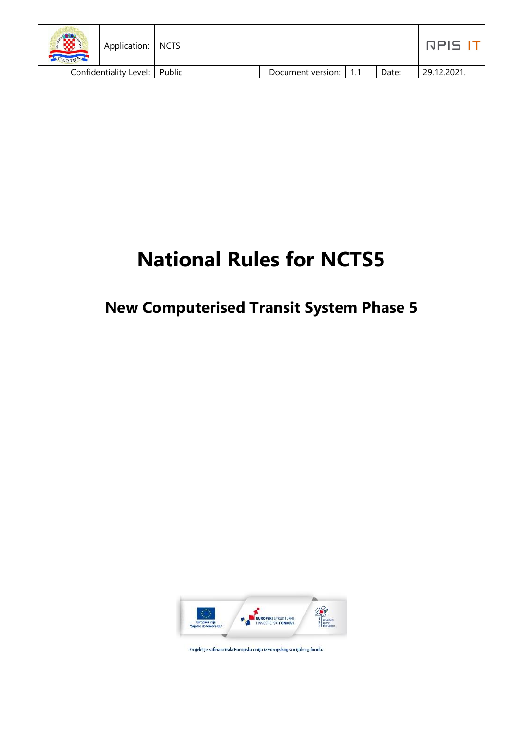| | Application: | NCTS | | | | APIS IT |
|---|---|---|---|---|---|---|
| Confidentiality Level: | | Public | Document version: | 1.1 | Date: | 29.12.2021. |

# National Rules for NCTS5

## New Computerised Transit System Phase 5

Europska unija "Zajedno do fondova EU"

EUROPSKI STRUKTURNI I INVESTICIJSKI FONDOVI

Projekt je sufinancirala Europska unija iz Europskog socijalnog fonda.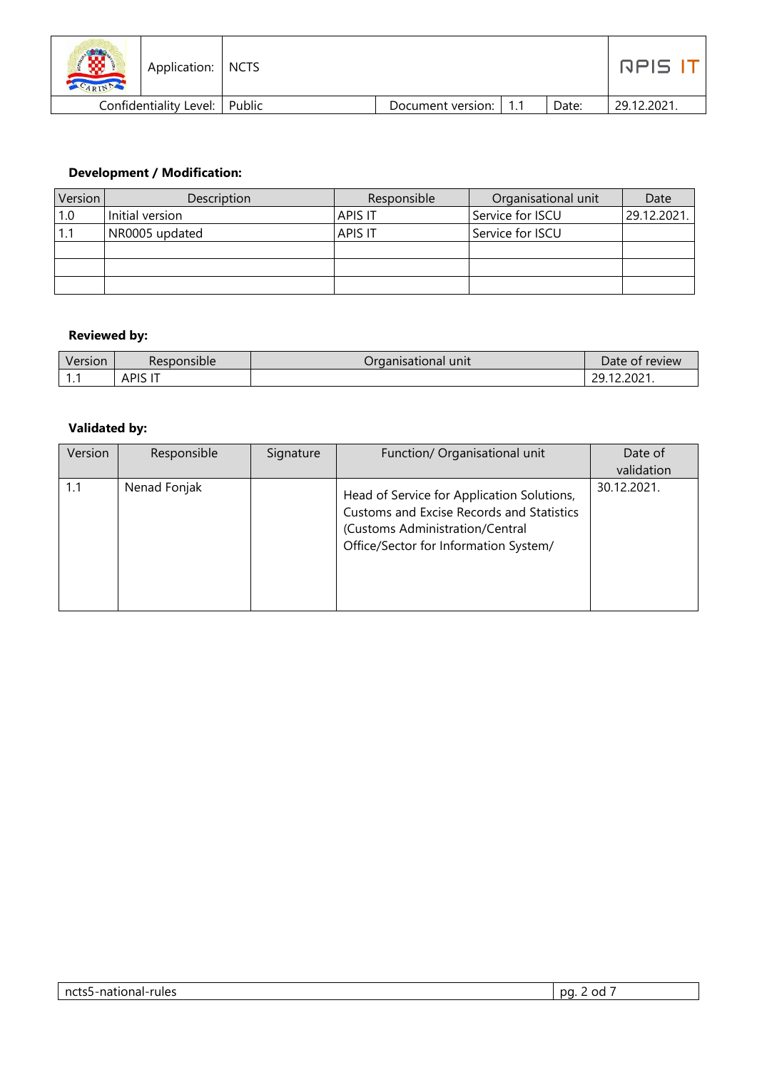**Development / Modification:**

| Version | Description | Responsible | Organisational unit | Date |
|---|---|---|---|---|
| 1.0 | Initial version | APIS IT | Service for ISCU | 29.12.2021. |
| 1.1 | NR0005 updated | APIS IT | Service for ISCU | |
| | | | | |
| | | | | |
| | | | | |

**Reviewed by:**

| Version | Responsible | Organisational unit | Date of review |
|---|---|---|---|
| 1.1 | APIS IT | | 29.12.2021. |

**Validated by:**

| Version | Responsible | Signature | Function/ Organisational unit | Date of validation |
|---|---|---|---|---|
| 1.1 | Nenad Fonjak | | Head of Service for Application Solutions, Customs and Excise Records and Statistics (Customs Administration/Central Office/Sector for Information System/ | 30.12.2021. |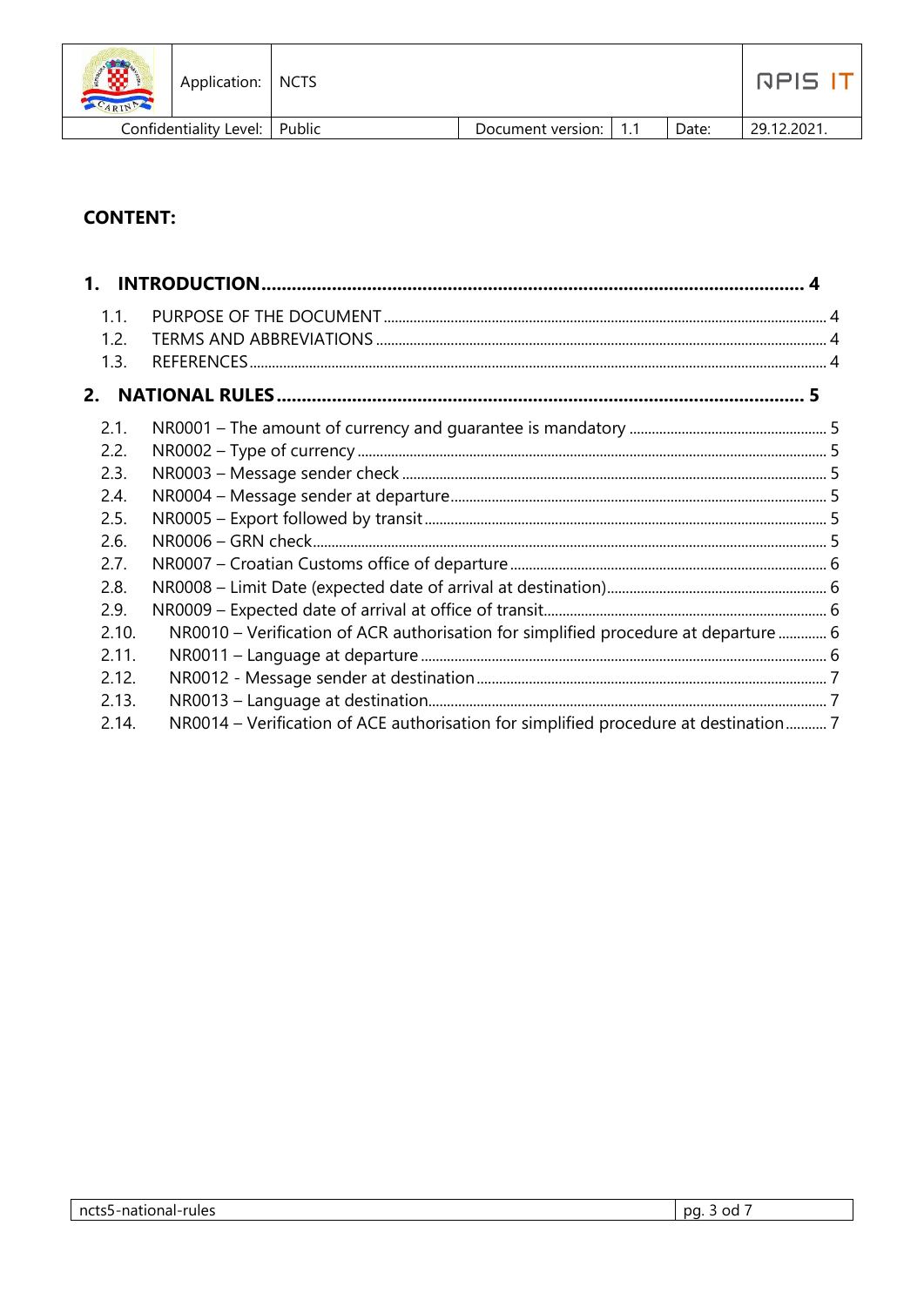**CONTENT:**

**1. INTRODUCTION ........................................................................................................ 4**

1.1. PURPOSE OF THE DOCUMENT ........................................................................................ 4
1.2. TERMS AND ABBREVIATIONS ........................................................................................ 4
1.3. REFERENCES ........................................................................................................ 4

**2. NATIONAL RULES ........................................................................................................ 5**

2.1. NR0001 – The amount of currency and guarantee is mandatory ........................................ 5
2.2. NR0002 – Type of currency ........................................................................................ 5
2.3. NR0003 – Message sender check ................................................................................ 5
2.4. NR0004 – Message sender at departure ........................................................................ 5
2.5. NR0005 – Export followed by transit ............................................................................ 5
2.6. NR0006 – GRN check ................................................................................................ 5
2.7. NR0007 – Croatian Customs office of departure ............................................................ 6
2.8. NR0008 – Limit Date (expected date of arrival at destination) .......................................... 6
2.9. NR0009 – Expected date of arrival at office of transit ...................................................... 6
2.10. NR0010 – Verification of ACR authorisation for simplified procedure at departure ............. 6
2.11. NR0011 – Language at departure ................................................................................ 6
2.12. NR0012 - Message sender at destination ...................................................................... 7
2.13. NR0013 – Language at destination .............................................................................. 7
2.14. NR0014 – Verification of ACE authorisation for simplified procedure at destination ........... 7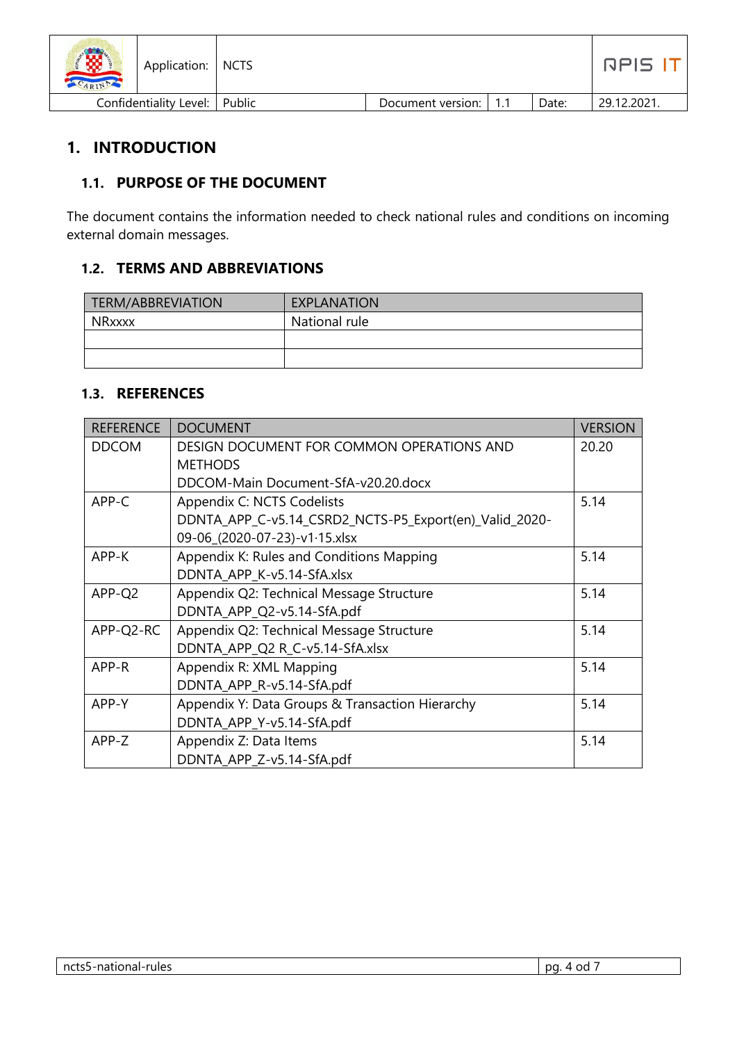# 1. INTRODUCTION

## 1.1. PURPOSE OF THE DOCUMENT

The document contains the information needed to check national rules and conditions on incoming external domain messages.

## 1.2. TERMS AND ABBREVIATIONS

| TERM/ABBREVIATION | EXPLANATION |
|---|---|
| NRxxxx | National rule |
| | |
| | |

## 1.3. REFERENCES

| REFERENCE | DOCUMENT | VERSION |
|---|---|---|
| DDCOM | DESIGN DOCUMENT FOR COMMON OPERATIONS AND METHODS<br>DDCOM-Main Document-SfA-v20.20.docx | 20.20 |
| APP-C | Appendix C: NCTS Codelists<br>DDNTA_APP_C-v5.14_CSRD2_NCTS-P5_Export(en)_Valid_2020-09-06_(2020-07-23)-v1·15.xlsx | 5.14 |
| APP-K | Appendix K: Rules and Conditions Mapping<br>DDNTA_APP_K-v5.14-SfA.xlsx | 5.14 |
| APP-Q2 | Appendix Q2: Technical Message Structure<br>DDNTA_APP_Q2-v5.14-SfA.pdf | 5.14 |
| APP-Q2-RC | Appendix Q2: Technical Message Structure<br>DDNTA_APP_Q2 R_C-v5.14-SfA.xlsx | 5.14 |
| APP-R | Appendix R: XML Mapping<br>DDNTA_APP_R-v5.14-SfA.pdf | 5.14 |
| APP-Y | Appendix Y: Data Groups & Transaction Hierarchy<br>DDNTA_APP_Y-v5.14-SfA.pdf | 5.14 |
| APP-Z | Appendix Z: Data Items<br>DDNTA_APP_Z-v5.14-SfA.pdf | 5.14 |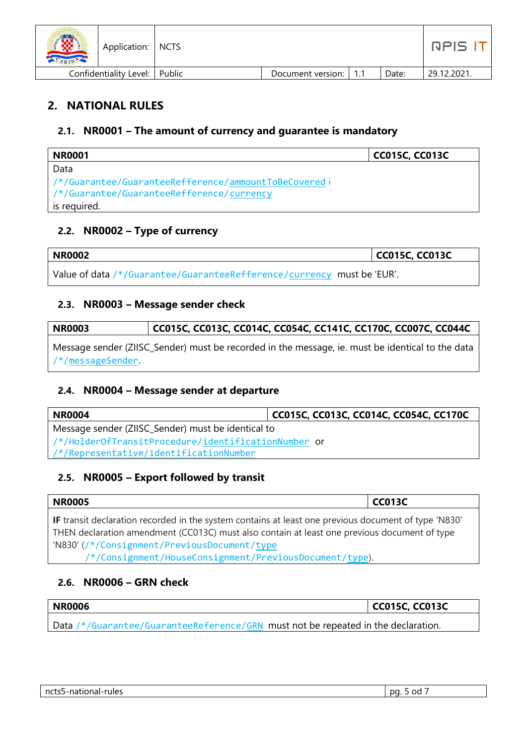## 2. NATIONAL RULES

### 2.1. NR0001 – The amount of currency and guarantee is mandatory

| NR0001 | CC015C, CC013C |
|---|---|
| Data /*/Guarantee/GuaranteeRefference/ammountToBeCovered i /*/Guarantee/GuaranteeRefference/currency is required. | |

### 2.2. NR0002 – Type of currency

| NR0002 | CC015C, CC013C |
|---|---|
| Value of data /*/Guarantee/GuaranteeRefference/currency must be 'EUR'. | |

### 2.3. NR0003 – Message sender check

| NR0003 | CC015C, CC013C, CC014C, CC054C, CC141C, CC170C, CC007C, CC044C |
|---|---|
| Message sender (ZIISC_Sender) must be recorded in the message, ie. must be identical to the data /*/messageSender. | |

### 2.4. NR0004 – Message sender at departure

| NR0004 | CC015C, CC013C, CC014C, CC054C, CC170C |
|---|---|
| Message sender (ZIISC_Sender) must be identical to /*/HolderOfTransitProcedure/identificationNumber or /*/Representative/identificationNumber | |

### 2.5. NR0005 – Export followed by transit

| NR0005 | CC013C |
|---|---|
| **IF** transit declaration recorded in the system contains at least one previous document of type 'N830' THEN declaration amendment (CC013C) must also contain at least one previous document of type 'N830' (/*/Consignment/PreviousDocument/type /*/Consignment/HouseConsignment/PreviousDocument/type). | |

### 2.6. NR0006 – GRN check

| NR0006 | CC015C, CC013C |
|---|---|
| Data /*/Guarantee/GuaranteeReference/GRN must not be repeated in the declaration. | |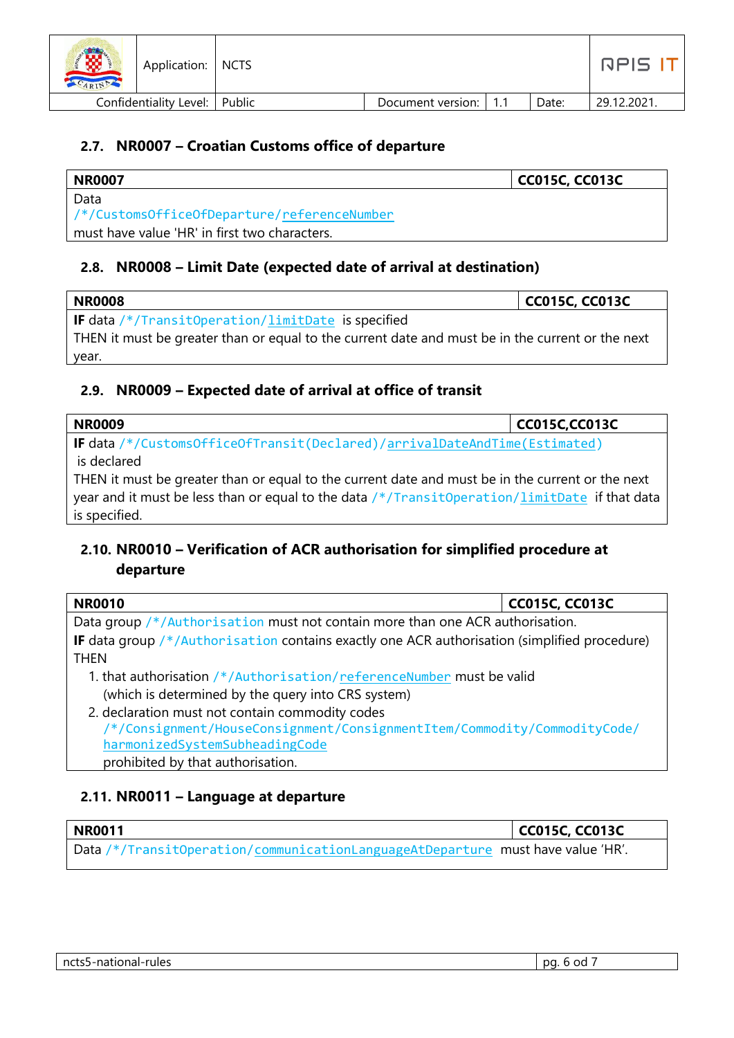## 2.7. NR0007 – Croatian Customs office of departure

| NR0007 | CC015C, CC013C |
|---|---|
| Data /*/CustomsOfficeOfDeparture/referenceNumber must have value 'HR' in first two characters. | |

## 2.8. NR0008 – Limit Date (expected date of arrival at destination)

| NR0008 | CC015C, CC013C |
|---|---|
| **IF** data /*/TransitOperation/limitDate is specified<br>THEN it must be greater than or equal to the current date and must be in the current or the next year. | |

## 2.9. NR0009 – Expected date of arrival at office of transit

| NR0009 | CC015C,CC013C |
|---|---|
| **IF** data /*/CustomsOfficeOfTransit(Declared)/arrivalDateAndTime(Estimated) is declared<br>THEN it must be greater than or equal to the current date and must be in the current or the next year and it must be less than or equal to the data /*/TransitOperation/limitDate if that data is specified. | |

## 2.10. NR0010 – Verification of ACR authorisation for simplified procedure at departure

| NR0010 | CC015C, CC013C |
|---|---|
| Data group /*/Authorisation must not contain more than one ACR authorisation.<br>**IF** data group /*/Authorisation contains exactly one ACR authorisation (simplified procedure) THEN<br>1. that authorisation /*/Authorisation/referenceNumber must be valid (which is determined by the query into CRS system)<br>2. declaration must not contain commodity codes /*/Consignment/HouseConsignment/ConsignmentItem/Commodity/CommodityCode/harmonizedSystemSubheadingCode prohibited by that authorisation. | |

## 2.11. NR0011 – Language at departure

| NR0011 | CC015C, CC013C |
|---|---|
| Data /*/TransitOperation/communicationLanguageAtDeparture must have value 'HR'. | |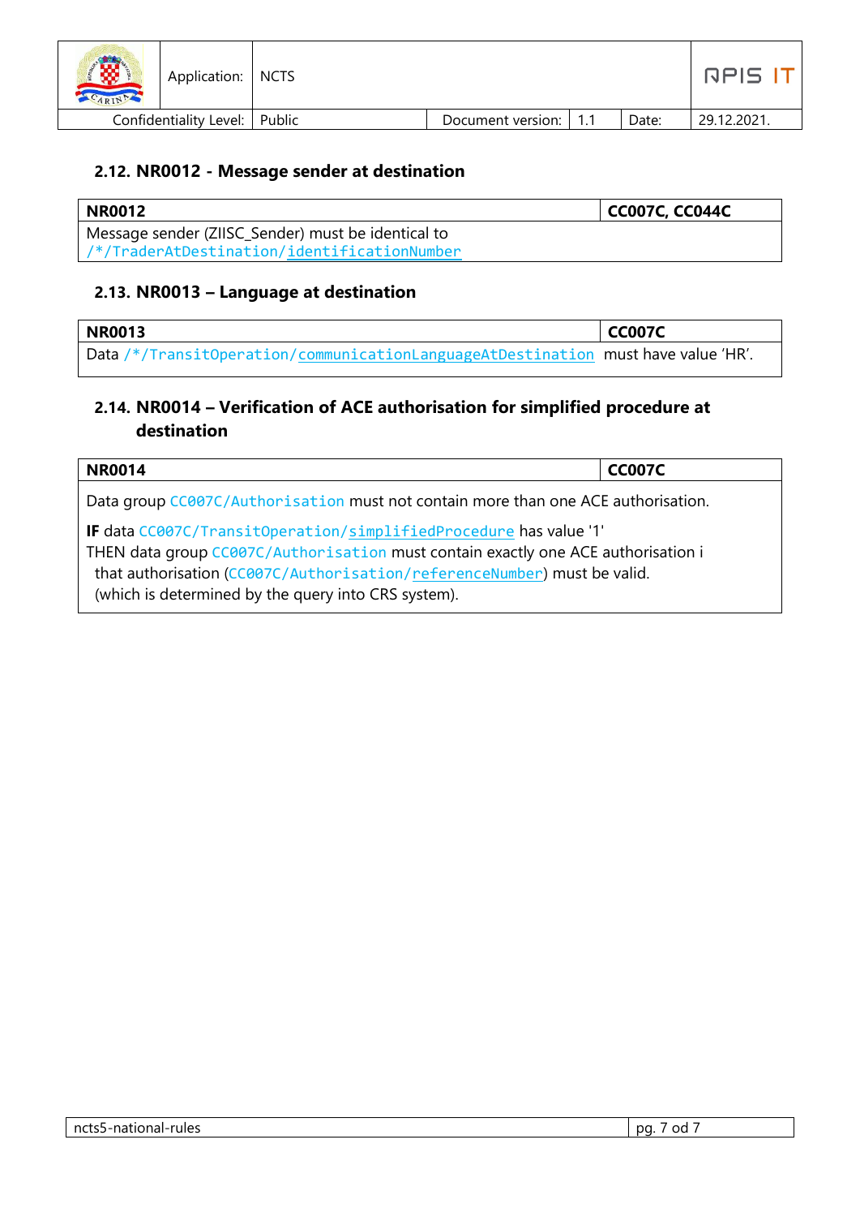### 2.12. NR0012 - Message sender at destination

| NR0012 | CC007C, CC044C |
|---|---|
| Message sender (ZIISC_Sender) must be identical to /*/TraderAtDestination/identificationNumber | |

### 2.13. NR0013 – Language at destination

| NR0013 | CC007C |
|---|---|
| Data /*/TransitOperation/communicationLanguageAtDestination must have value 'HR'. | |

### 2.14. NR0014 – Verification of ACE authorisation for simplified procedure at destination

| NR0014 | CC007C |
|---|---|
| Data group CC007C/Authorisation must not contain more than one ACE authorisation.<br><br>**IF** data CC007C/TransitOperation/simplifiedProcedure has value '1'<br>THEN data group CC007C/Authorisation must contain exactly one ACE authorisation i that authorisation (CC007C/Authorisation/referenceNumber) must be valid. (which is determined by the query into CRS system). | |